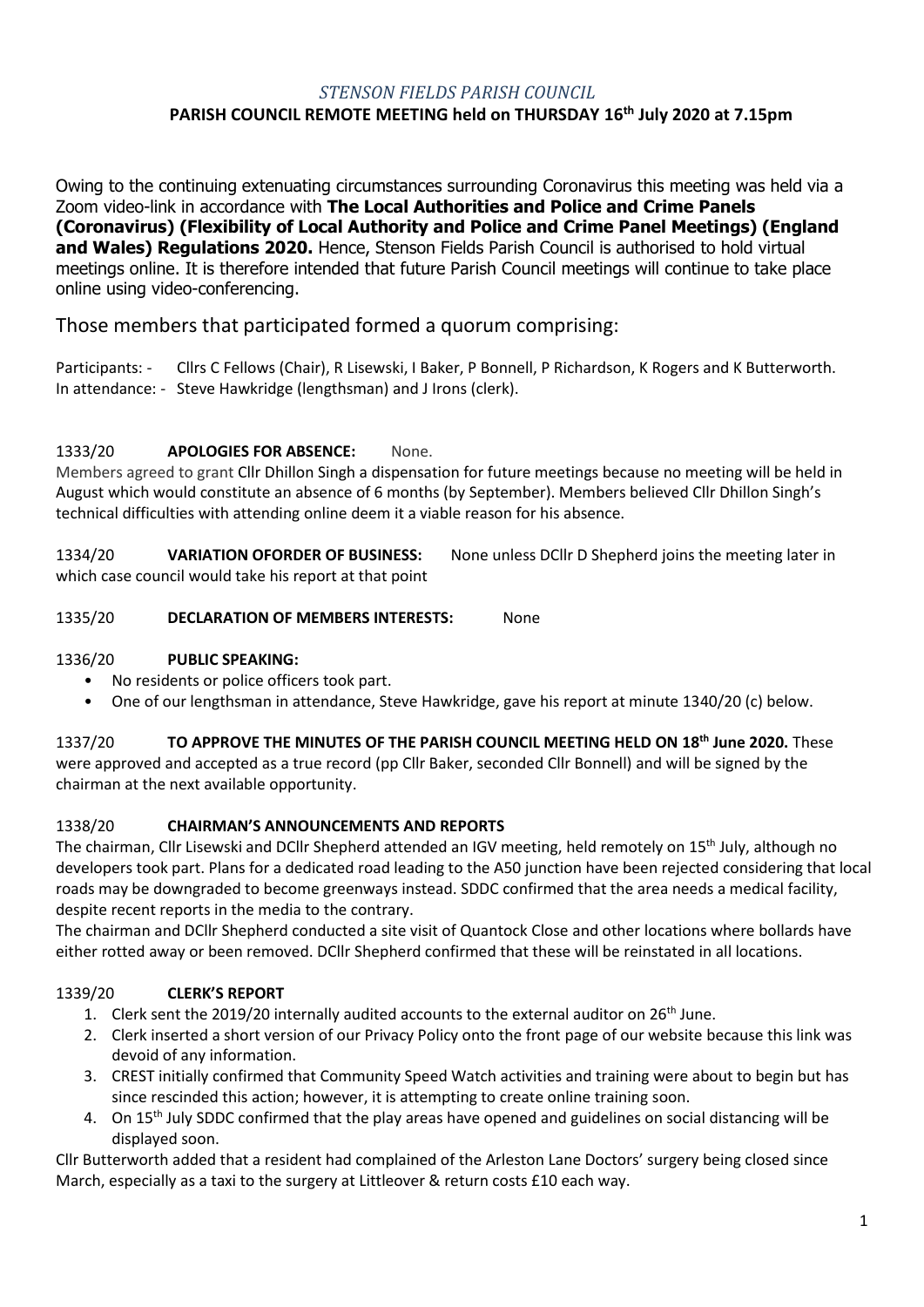*STENSON FIELDS PARISH COUNCIL*

**PARISH COUNCIL REMOTE MEETING held on THURSDAY 16th July 2020 at 7.15pm**

Owing to the continuing extenuating circumstances surrounding Coronavirus this meeting was held via a Zoom video-link in accordance with **The Local Authorities and Police and Crime Panels (Coronavirus) (Flexibility of Local Authority and Police and Crime Panel Meetings) (England and Wales) Regulations 2020.** Hence, Stenson Fields Parish Council is authorised to hold virtual meetings online. It is therefore intended that future Parish Council meetings will continue to take place online using video-conferencing.

Those members that participated formed a quorum comprising:

Participants: - Cllrs C Fellows (Chair), R Lisewski, I Baker, P Bonnell, P Richardson, K Rogers and K Butterworth.
In attendance: - Steve Hawkridge (lengthsman) and J Irons (clerk).

1333/20 **APOLOGIES FOR ABSENCE:** None.
Members agreed to grant Cllr Dhillon Singh a dispensation for future meetings because no meeting will be held in August which would constitute an absence of 6 months (by September). Members believed Cllr Dhillon Singh's technical difficulties with attending online deem it a viable reason for his absence.

1334/20 **VARIATION OFORDER OF BUSINESS:** None unless DCllr D Shepherd joins the meeting later in which case council would take his report at that point

1335/20 **DECLARATION OF MEMBERS INTERESTS:** None

1336/20 **PUBLIC SPEAKING:**

- No residents or police officers took part.
- One of our lengthsman in attendance, Steve Hawkridge, gave his report at minute 1340/20 (c) below.

1337/20 **TO APPROVE THE MINUTES OF THE PARISH COUNCIL MEETING HELD ON 18th June 2020.** These were approved and accepted as a true record (pp Cllr Baker, seconded Cllr Bonnell) and will be signed by the chairman at the next available opportunity.

1338/20 **CHAIRMAN'S ANNOUNCEMENTS AND REPORTS**
The chairman, Cllr Lisewski and DCllr Shepherd attended an IGV meeting, held remotely on 15th July, although no developers took part. Plans for a dedicated road leading to the A50 junction have been rejected considering that local roads may be downgraded to become greenways instead. SDDC confirmed that the area needs a medical facility, despite recent reports in the media to the contrary.
The chairman and DCllr Shepherd conducted a site visit of Quantock Close and other locations where bollards have either rotted away or been removed. DCllr Shepherd confirmed that these will be reinstated in all locations.

1339/20 **CLERK'S REPORT**

1. Clerk sent the 2019/20 internally audited accounts to the external auditor on 26th June.
2. Clerk inserted a short version of our Privacy Policy onto the front page of our website because this link was devoid of any information.
3. CREST initially confirmed that Community Speed Watch activities and training were about to begin but has since rescinded this action; however, it is attempting to create online training soon.
4. On 15th July SDDC confirmed that the play areas have opened and guidelines on social distancing will be displayed soon.

Cllr Butterworth added that a resident had complained of the Arleston Lane Doctors' surgery being closed since March, especially as a taxi to the surgery at Littleover & return costs £10 each way.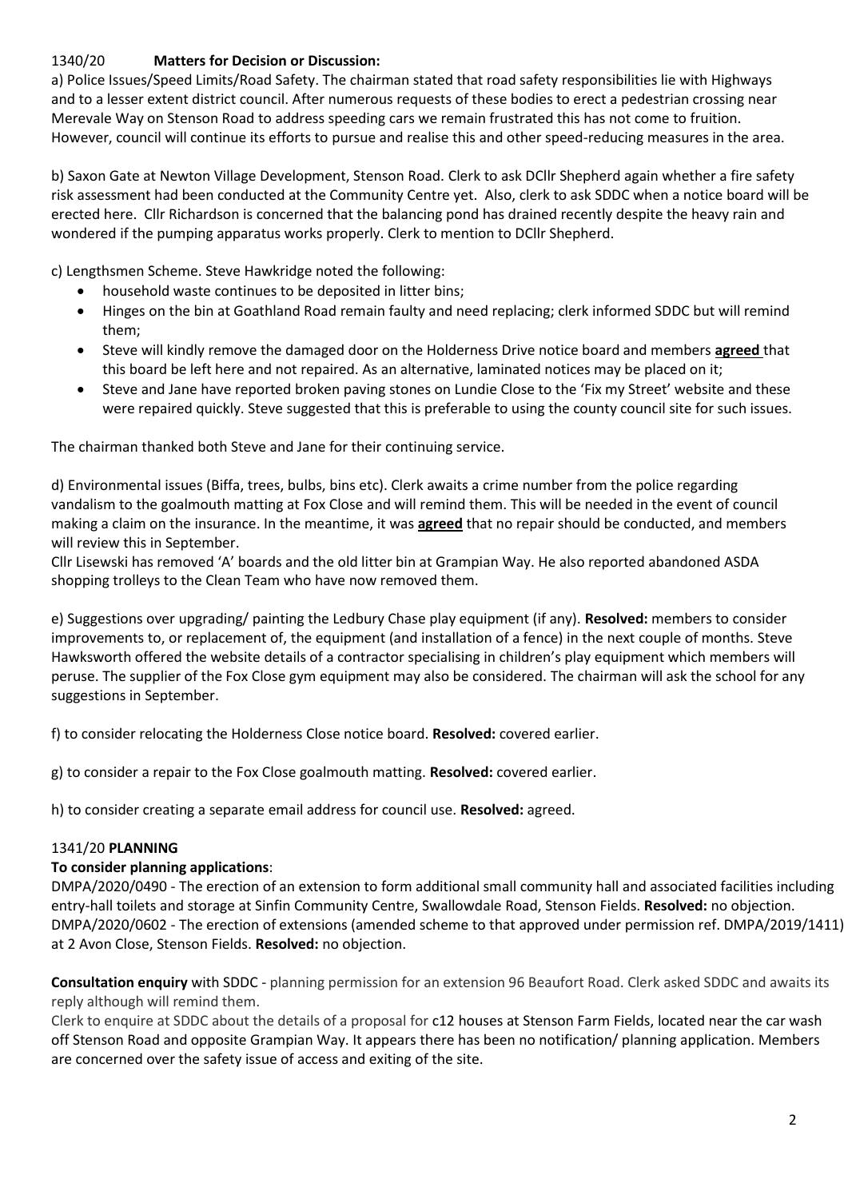1340/20 **Matters for Decision or Discussion:**

a) Police Issues/Speed Limits/Road Safety. The chairman stated that road safety responsibilities lie with Highways and to a lesser extent district council. After numerous requests of these bodies to erect a pedestrian crossing near Merevale Way on Stenson Road to address speeding cars we remain frustrated this has not come to fruition. However, council will continue its efforts to pursue and realise this and other speed-reducing measures in the area.

b) Saxon Gate at Newton Village Development, Stenson Road. Clerk to ask DCllr Shepherd again whether a fire safety risk assessment had been conducted at the Community Centre yet. Also, clerk to ask SDDC when a notice board will be erected here. Cllr Richardson is concerned that the balancing pond has drained recently despite the heavy rain and wondered if the pumping apparatus works properly. Clerk to mention to DCllr Shepherd.

c) Lengthsmen Scheme. Steve Hawkridge noted the following:

- household waste continues to be deposited in litter bins;
- Hinges on the bin at Goathland Road remain faulty and need replacing; clerk informed SDDC but will remind them;
- Steve will kindly remove the damaged door on the Holderness Drive notice board and members **agreed** that this board be left here and not repaired. As an alternative, laminated notices may be placed on it;
- Steve and Jane have reported broken paving stones on Lundie Close to the 'Fix my Street' website and these were repaired quickly. Steve suggested that this is preferable to using the county council site for such issues.

The chairman thanked both Steve and Jane for their continuing service.

d) Environmental issues (Biffa, trees, bulbs, bins etc). Clerk awaits a crime number from the police regarding vandalism to the goalmouth matting at Fox Close and will remind them. This will be needed in the event of council making a claim on the insurance. In the meantime, it was **agreed** that no repair should be conducted, and members will review this in September.

Cllr Lisewski has removed 'A' boards and the old litter bin at Grampian Way. He also reported abandoned ASDA shopping trolleys to the Clean Team who have now removed them.

e) Suggestions over upgrading/ painting the Ledbury Chase play equipment (if any). **Resolved:** members to consider improvements to, or replacement of, the equipment (and installation of a fence) in the next couple of months. Steve Hawksworth offered the website details of a contractor specialising in children's play equipment which members will peruse. The supplier of the Fox Close gym equipment may also be considered. The chairman will ask the school for any suggestions in September.

f) to consider relocating the Holderness Close notice board. **Resolved:** covered earlier.

g) to consider a repair to the Fox Close goalmouth matting. **Resolved:** covered earlier.

h) to consider creating a separate email address for council use. **Resolved:** agreed.

1341/20 **PLANNING**

**To consider planning applications**:

DMPA/2020/0490 - The erection of an extension to form additional small community hall and associated facilities including entry-hall toilets and storage at Sinfin Community Centre, Swallowdale Road, Stenson Fields. **Resolved:** no objection.

DMPA/2020/0602 - The erection of extensions (amended scheme to that approved under permission ref. DMPA/2019/1411) at 2 Avon Close, Stenson Fields. **Resolved:** no objection.

**Consultation enquiry** with SDDC - planning permission for an extension 96 Beaufort Road. Clerk asked SDDC and awaits its reply although will remind them.

Clerk to enquire at SDDC about the details of a proposal for c12 houses at Stenson Farm Fields, located near the car wash off Stenson Road and opposite Grampian Way. It appears there has been no notification/ planning application. Members are concerned over the safety issue of access and exiting of the site.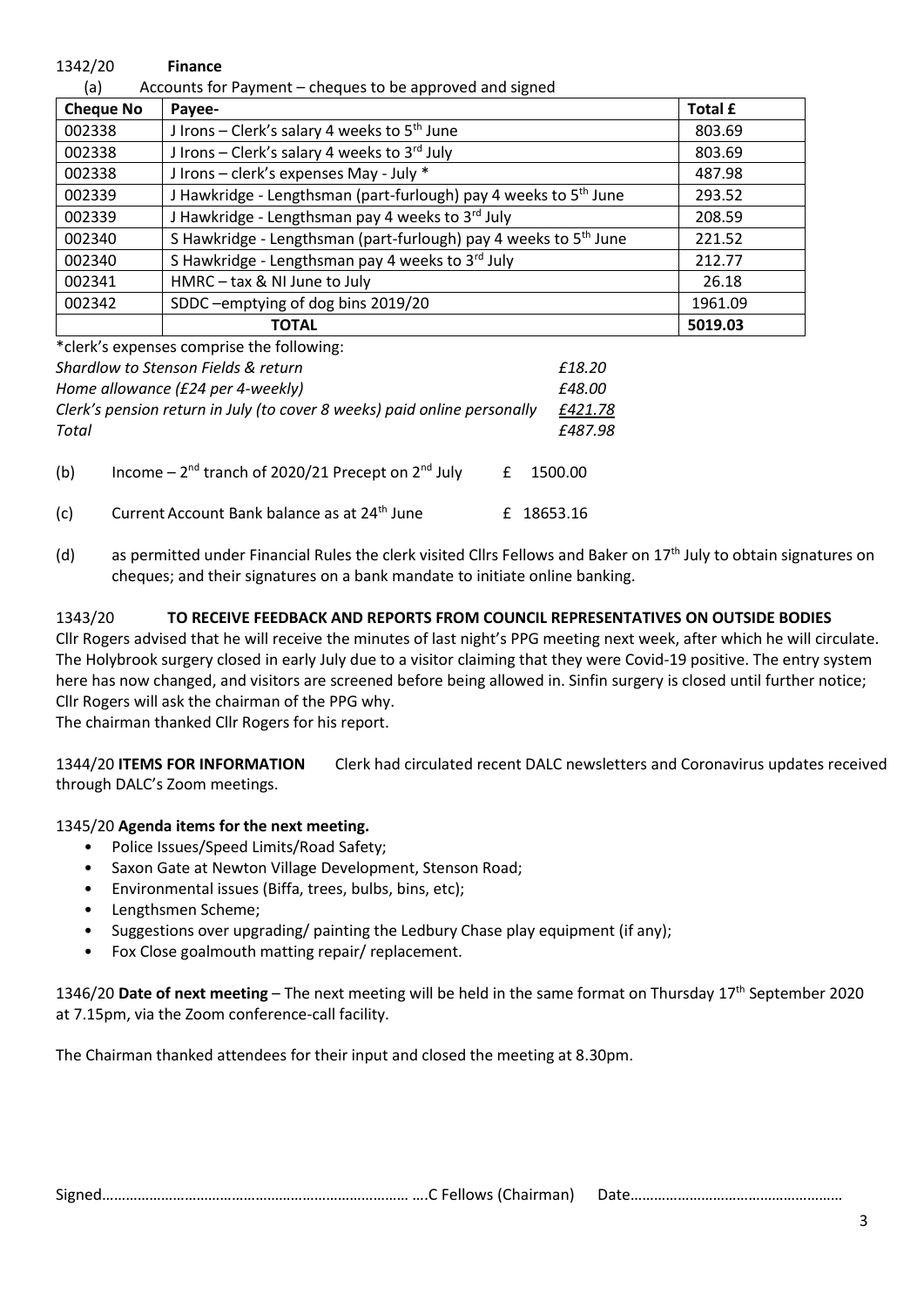1342/20 **Finance**

(a) Accounts for Payment – cheques to be approved and signed

| Cheque No | Payee- | Total £ |
|---|---|---|
| 002338 | J Irons – Clerk's salary 4 weeks to 5th June | 803.69 |
| 002338 | J Irons – Clerk's salary 4 weeks to 3rd July | 803.69 |
| 002338 | J Irons – clerk's expenses May - July * | 487.98 |
| 002339 | J Hawkridge - Lengthsman (part-furlough) pay 4 weeks to 5th June | 293.52 |
| 002339 | J Hawkridge - Lengthsman pay 4 weeks to 3rd July | 208.59 |
| 002340 | S Hawkridge - Lengthsman (part-furlough) pay 4 weeks to 5th June | 221.52 |
| 002340 | S Hawkridge - Lengthsman pay 4 weeks to 3rd July | 212.77 |
| 002341 | HMRC – tax & NI June to July | 26.18 |
| 002342 | SDDC –emptying of dog bins 2019/20 | 1961.09 |
| | **TOTAL** | **5019.03** |

*clerk's expenses comprise the following:

| | |
|---|---|
| *Shardlow to Stenson Fields & return* | *£18.20* |
| *Home allowance (£24 per 4-weekly)* | *£48.00* |
| *Clerk's pension return in July (to cover 8 weeks) paid online personally* | *£421.78* |
| *Total* | *£487.98* |

(b) Income – 2nd tranch of 2020/21 Precept on 2nd July £ 1500.00

(c) Current Account Bank balance as at 24th June £ 18653.16

(d) as permitted under Financial Rules the clerk visited Cllrs Fellows and Baker on 17th July to obtain signatures on cheques; and their signatures on a bank mandate to initiate online banking.

1343/20 **TO RECEIVE FEEDBACK AND REPORTS FROM COUNCIL REPRESENTATIVES ON OUTSIDE BODIES**

Cllr Rogers advised that he will receive the minutes of last night's PPG meeting next week, after which he will circulate. The Holybrook surgery closed in early July due to a visitor claiming that they were Covid-19 positive. The entry system here has now changed, and visitors are screened before being allowed in. Sinfin surgery is closed until further notice; Cllr Rogers will ask the chairman of the PPG why.

The chairman thanked Cllr Rogers for his report.

1344/20 **ITEMS FOR INFORMATION** Clerk had circulated recent DALC newsletters and Coronavirus updates received through DALC's Zoom meetings.

1345/20 **Agenda items for the next meeting.**

- Police Issues/Speed Limits/Road Safety;
- Saxon Gate at Newton Village Development, Stenson Road;
- Environmental issues (Biffa, trees, bulbs, bins, etc);
- Lengthsmen Scheme;
- Suggestions over upgrading/ painting the Ledbury Chase play equipment (if any);
- Fox Close goalmouth matting repair/ replacement.

1346/20 **Date of next meeting** – The next meeting will be held in the same format on Thursday 17th September 2020 at 7.15pm, via the Zoom conference-call facility.

The Chairman thanked attendees for their input and closed the meeting at 8.30pm.

Signed…………………………………………………………………… ….C Fellows (Chairman) Date………………………………………………